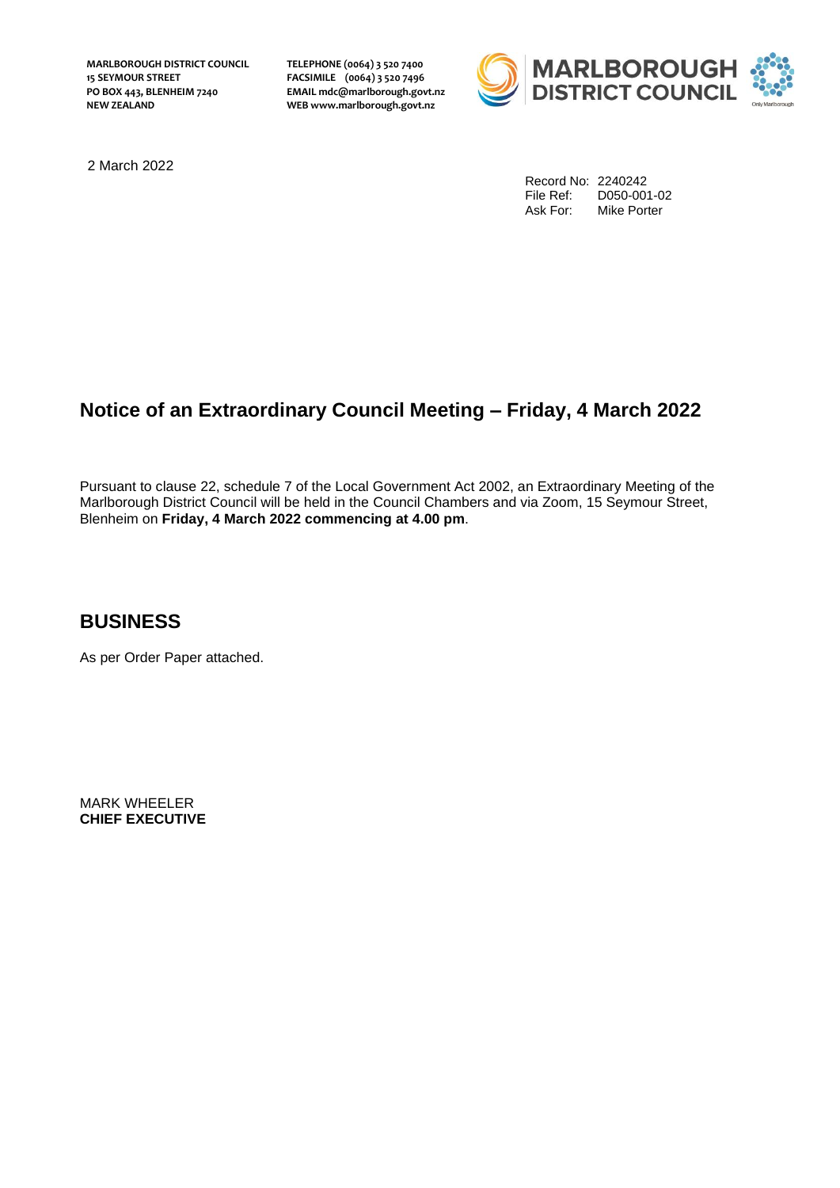**MARLBOROUGH DISTRICT COUNCIL**
**15 SEYMOUR STREET**
**PO BOX 443, BLENHEIM 7240**
**NEW ZEALAND**

**TELEPHONE (0064) 3 520 7400**
**FACSIMILE (0064) 3 520 7496**
**EMAIL mdc@marlborough.govt.nz**
**WEB www.marlborough.govt.nz**

2 March 2022

Record No: 2240242
File Ref: D050-001-02
Ask For: Mike Porter

# Notice of an Extraordinary Council Meeting – Friday, 4 March 2022

Pursuant to clause 22, schedule 7 of the Local Government Act 2002, an Extraordinary Meeting of the Marlborough District Council will be held in the Council Chambers and via Zoom, 15 Seymour Street, Blenheim on **Friday, 4 March 2022 commencing at 4.00 pm**.

## BUSINESS

As per Order Paper attached.

MARK WHEELER
**CHIEF EXECUTIVE**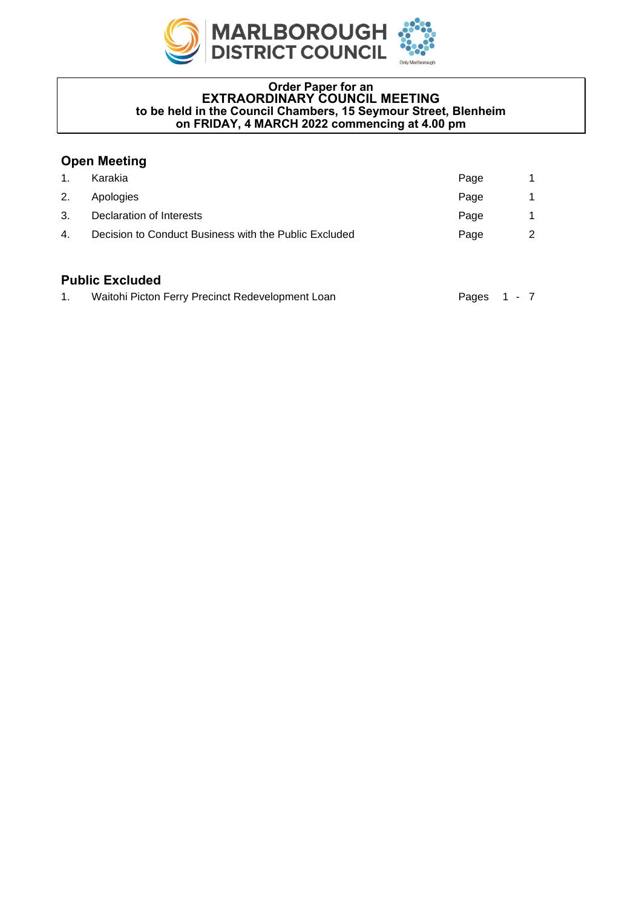MARLBOROUGH DISTRICT COUNCIL

**Order Paper for an**
**EXTRAORDINARY COUNCIL MEETING**
**to be held in the Council Chambers, 15 Seymour Street, Blenheim**
**on FRIDAY, 4 MARCH 2022 commencing at 4.00 pm**

## Open Meeting

| | | | |
|---|---|---|---|
| 1. | Karakia | Page | 1 |
| 2. | Apologies | Page | 1 |
| 3. | Declaration of Interests | Page | 1 |
| 4. | Decision to Conduct Business with the Public Excluded | Page | 2 |

## Public Excluded

| | | | |
|---|---|---|---|
| 1. | Waitohi Picton Ferry Precinct Redevelopment Loan | Pages | 1 - 7 |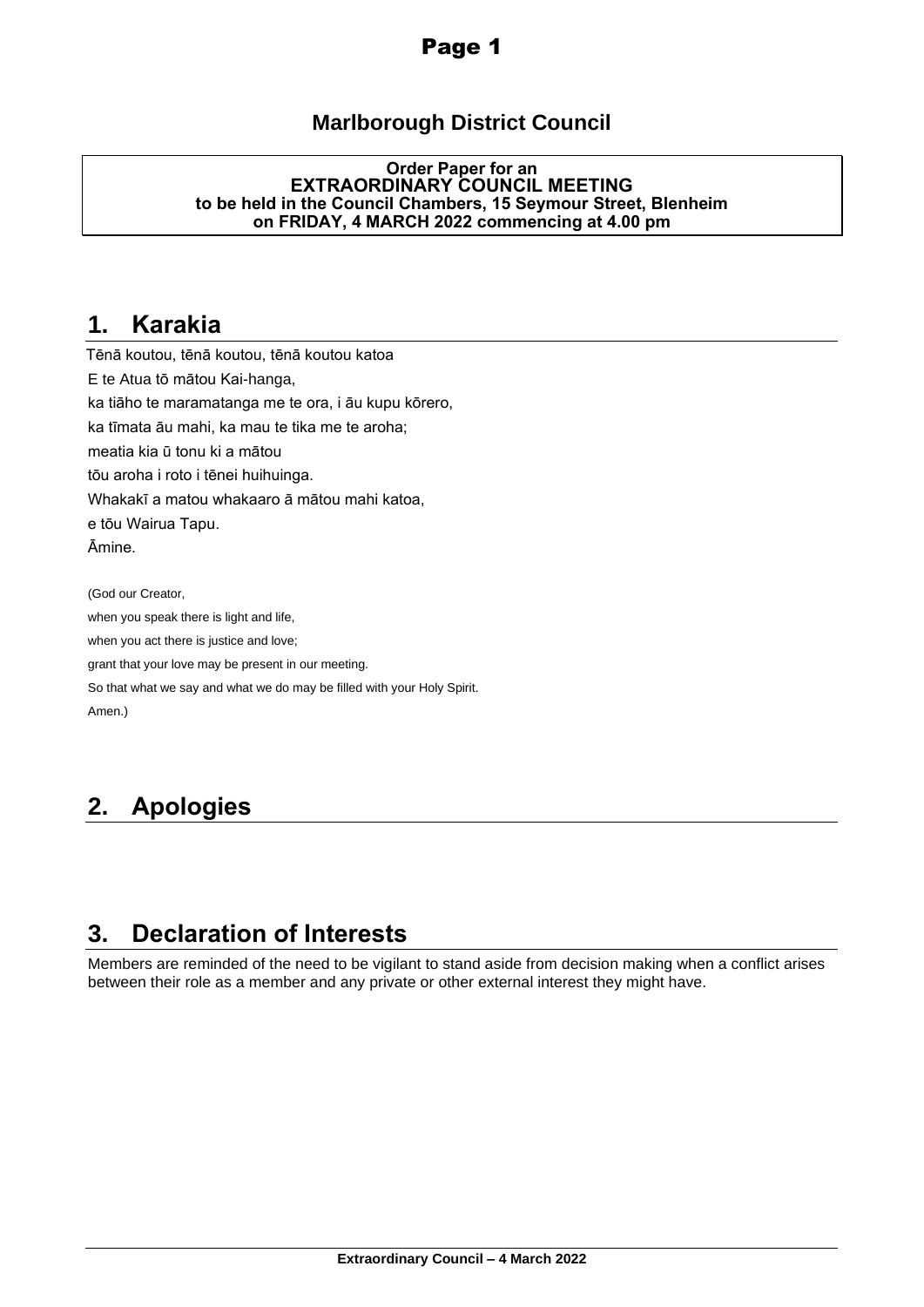# Marlborough District Council

**Order Paper for an**
**EXTRAORDINARY COUNCIL MEETING**
**to be held in the Council Chambers, 15 Seymour Street, Blenheim**
**on FRIDAY, 4 MARCH 2022 commencing at 4.00 pm**

## 1. Karakia

Tēnā koutou, tēnā koutou, tēnā koutou katoa
E te Atua tō mātou Kai-hanga,
ka tiāho te maramatanga me te ora, i āu kupu kōrero,
ka tīmata āu mahi, ka mau te tika me te aroha;
meatia kia ū tonu ki a mātou
tōu aroha i roto i tēnei huihuinga.
Whakakī a matou whakaaro ā mātou mahi katoa,
e tōu Wairua Tapu.
Āmine.

(God our Creator,
when you speak there is light and life,
when you act there is justice and love;
grant that your love may be present in our meeting.
So that what we say and what we do may be filled with your Holy Spirit.
Amen.)

## 2. Apologies

## 3. Declaration of Interests

Members are reminded of the need to be vigilant to stand aside from decision making when a conflict arises between their role as a member and any private or other external interest they might have.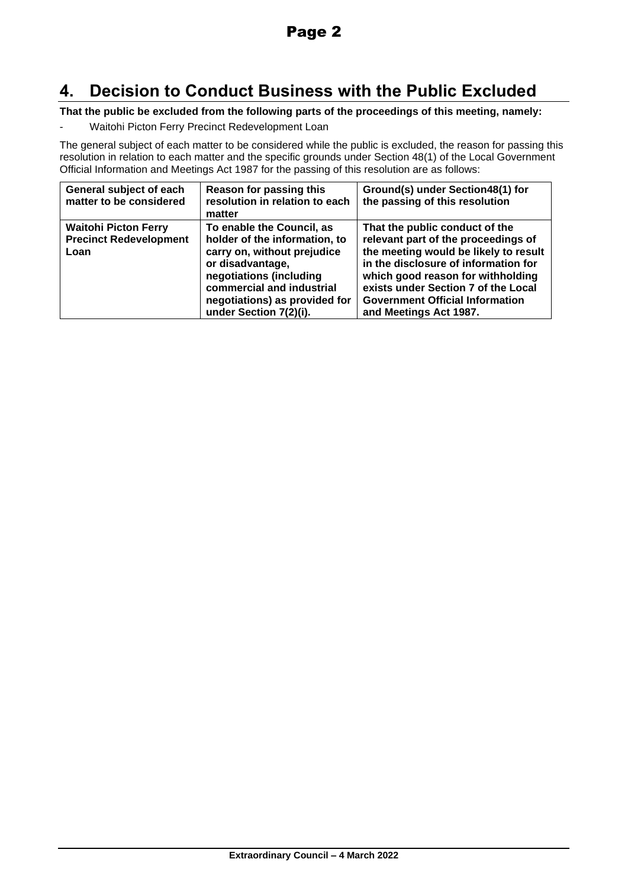# 4. Decision to Conduct Business with the Public Excluded

**That the public be excluded from the following parts of the proceedings of this meeting, namely:**

- Waitohi Picton Ferry Precinct Redevelopment Loan

The general subject of each matter to be considered while the public is excluded, the reason for passing this resolution in relation to each matter and the specific grounds under Section 48(1) of the Local Government Official Information and Meetings Act 1987 for the passing of this resolution are as follows:

| General subject of each matter to be considered | Reason for passing this resolution in relation to each matter | Ground(s) under Section48(1) for the passing of this resolution |
|---|---|---|
| **Waitohi Picton Ferry Precinct Redevelopment Loan** | **To enable the Council, as holder of the information, to carry on, without prejudice or disadvantage, negotiations (including commercial and industrial negotiations) as provided for under Section 7(2)(i).** | **That the public conduct of the relevant part of the proceedings of the meeting would be likely to result in the disclosure of information for which good reason for withholding exists under Section 7 of the Local Government Official Information and Meetings Act 1987.** |